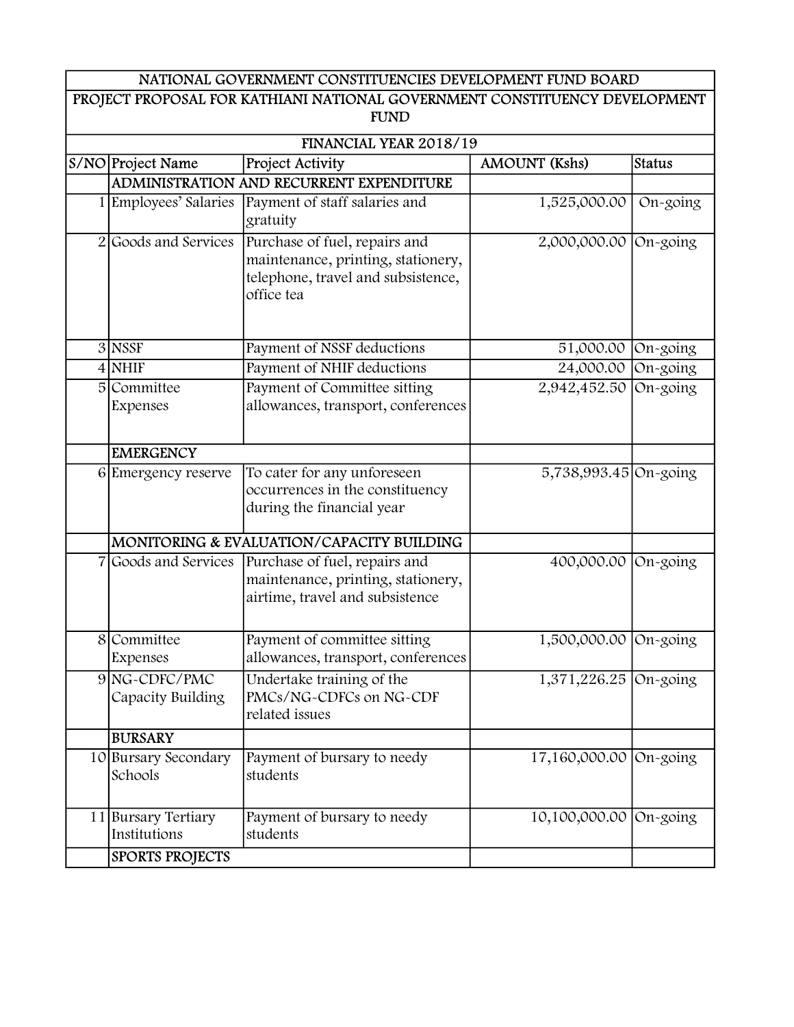| NATIONAL GOVERNMENT CONSTITUENCIES DEVELOPMENT FUND BOARD | | | | |
|---|---|---|---|---|
| PROJECT PROPOSAL FOR KATHIANI NATIONAL GOVERNMENT CONSTITUENCY DEVELOPMENT FUND | | | | |
| FINANCIAL YEAR 2018/19 | | | | |
| S/NO | Project Name | Project Activity | AMOUNT (Kshs) | Status |
| | ADMINISTRATION AND RECURRENT EXPENDITURE | | | |
| 1 | Employees' Salaries | Payment of staff salaries and gratuity | 1,525,000.00 | On-going |
| 2 | Goods and Services | Purchase of fuel, repairs and maintenance, printing, stationery, telephone, travel and subsistence, office tea | 2,000,000.00 | On-going |
| 3 | NSSF | Payment of NSSF deductions | 51,000.00 | On-going |
| 4 | NHIF | Payment of NHIF deductions | 24,000.00 | On-going |
| 5 | Committee Expenses | Payment of Committee sitting allowances, transport, conferences | 2,942,452.50 | On-going |
| | EMERGENCY | | | |
| 6 | Emergency reserve | To cater for any unforeseen occurrences in the constituency during the financial year | 5,738,993.45 | On-going |
| | MONITORING & EVALUATION/CAPACITY BUILDING | | | |
| 7 | Goods and Services | Purchase of fuel, repairs and maintenance, printing, stationery, airtime, travel and subsistence | 400,000.00 | On-going |
| 8 | Committee Expenses | Payment of committee sitting allowances, transport, conferences | 1,500,000.00 | On-going |
| 9 | NG-CDFC/PMC Capacity Building | Undertake training of the PMCs/NG-CDFCs on NG-CDF related issues | 1,371,226.25 | On-going |
| | BURSARY | | | |
| 10 | Bursary Secondary Schools | Payment of bursary to needy students | 17,160,000.00 | On-going |
| 11 | Bursary Tertiary Institutions | Payment of bursary to needy students | 10,100,000.00 | On-going |
| | SPORTS PROJECTS | | | |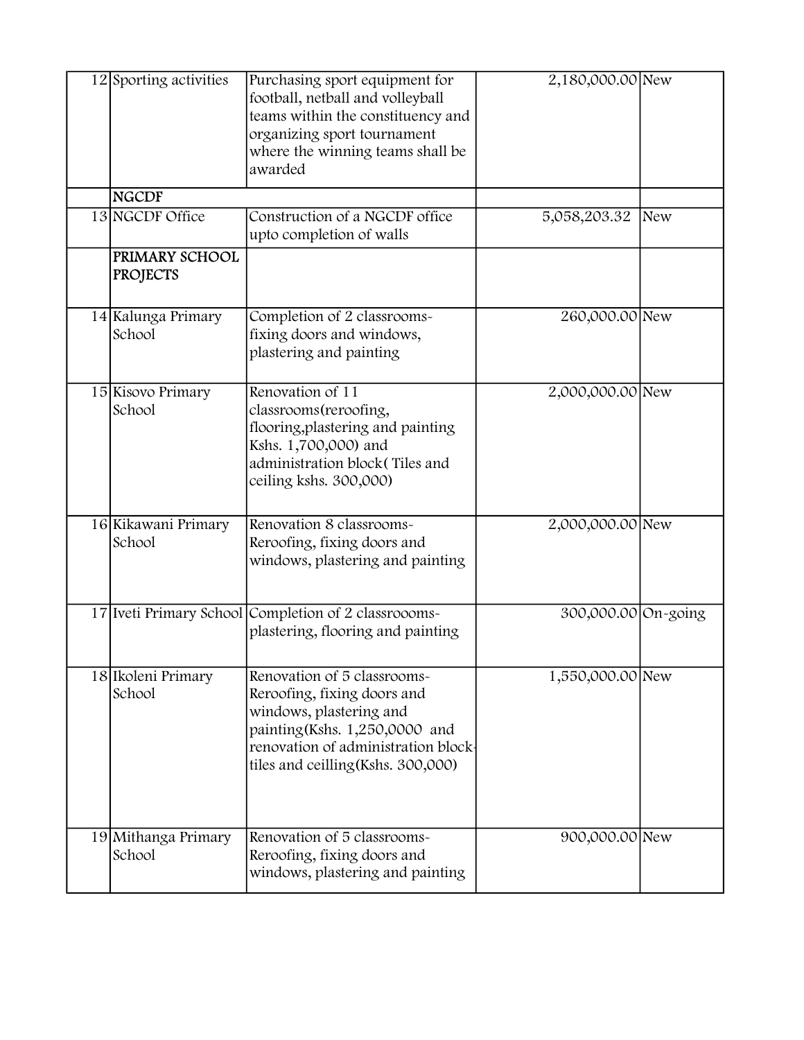| | | | | |
|---|---|---|---|---|
| 12 | Sporting activities | Purchasing sport equipment for football, netball and volleyball teams within the constituency and organizing sport tournament where the winning teams shall be awarded | 2,180,000.00 | New |
| | **NGCDF** | | | |
| 13 | NGCDF Office | Construction of a NGCDF office upto completion of walls | 5,058,203.32 | New |
| | **PRIMARY SCHOOL PROJECTS** | | | |
| 14 | Kalunga Primary School | Completion of 2 classrooms- fixing doors and windows, plastering and painting | 260,000.00 | New |
| 15 | Kisovo Primary School | Renovation of 11 classrooms(reroofing, flooring,plastering and painting Kshs. 1,700,000) and administration block( Tiles and ceiling kshs. 300,000) | 2,000,000.00 | New |
| 16 | Kikawani Primary School | Renovation 8 classrooms- Reroofing, fixing doors and windows, plastering and painting | 2,000,000.00 | New |
| 17 | Iveti Primary School | Completion of 2 classroooms- plastering, flooring and painting | 300,000.00 | On-going |
| 18 | Ikoleni Primary School | Renovation of 5 classrooms- Reroofing, fixing doors and windows, plastering and painting(Kshs. 1,250,0000 and renovation of administration block-tiles and ceilling(Kshs. 300,000) | 1,550,000.00 | New |
| 19 | Mithanga Primary School | Renovation of 5 classrooms- Reroofing, fixing doors and windows, plastering and painting | 900,000.00 | New |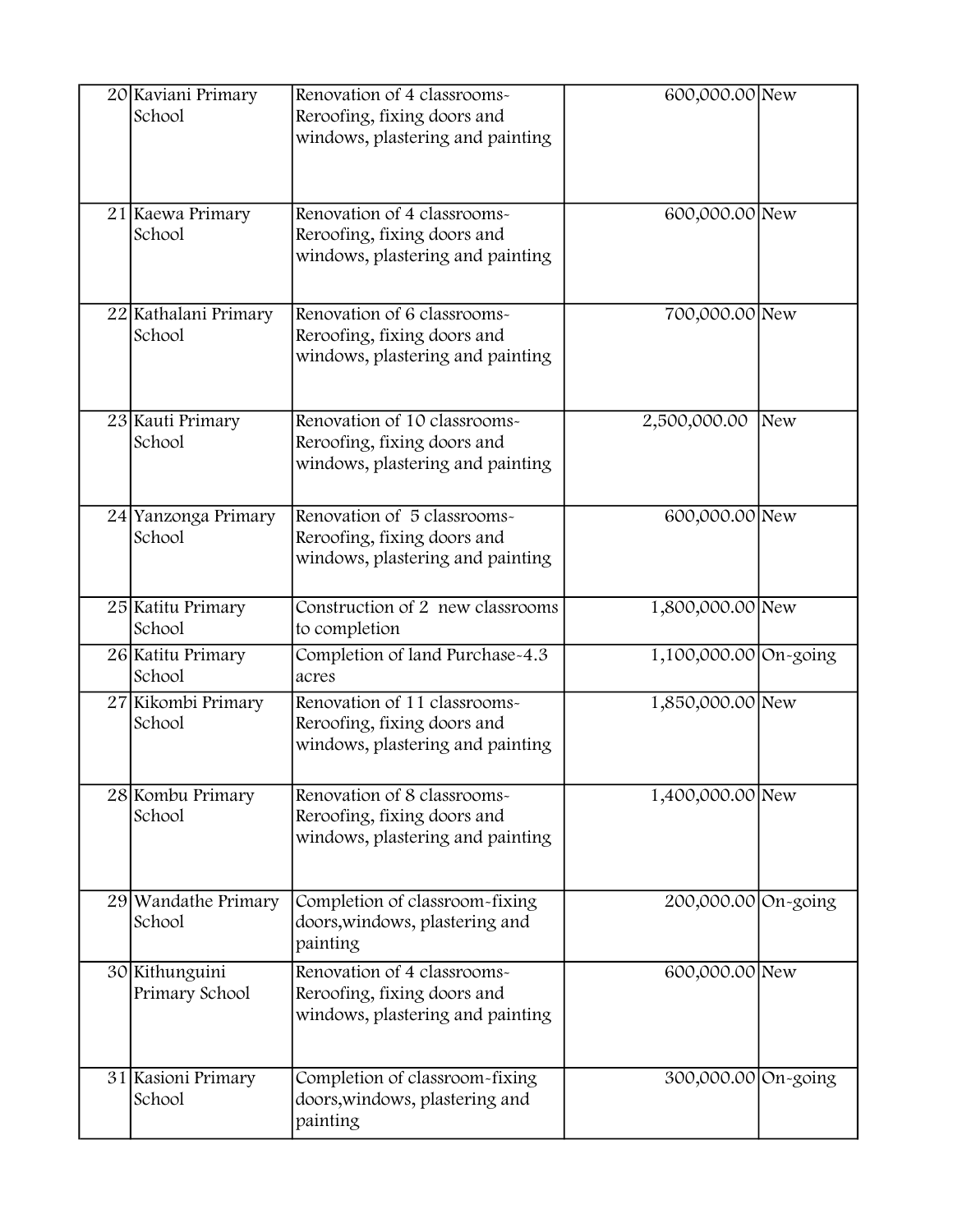| | | | | |
|---|---|---|---|---|
| 20 | Kaviani Primary School | Renovation of 4 classrooms-Reroofing, fixing doors and windows, plastering and painting | 600,000.00 | New |
| 21 | Kaewa Primary School | Renovation of 4 classrooms-Reroofing, fixing doors and windows, plastering and painting | 600,000.00 | New |
| 22 | Kathalani Primary School | Renovation of 6 classrooms-Reroofing, fixing doors and windows, plastering and painting | 700,000.00 | New |
| 23 | Kauti Primary School | Renovation of 10 classrooms-Reroofing, fixing doors and windows, plastering and painting | 2,500,000.00 | New |
| 24 | Yanzonga Primary School | Renovation of 5 classrooms-Reroofing, fixing doors and windows, plastering and painting | 600,000.00 | New |
| 25 | Katitu Primary School | Construction of 2 new classrooms to completion | 1,800,000.00 | New |
| 26 | Katitu Primary School | Completion of land Purchase-4.3 acres | 1,100,000.00 | On-going |
| 27 | Kikombi Primary School | Renovation of 11 classrooms-Reroofing, fixing doors and windows, plastering and painting | 1,850,000.00 | New |
| 28 | Kombu Primary School | Renovation of 8 classrooms-Reroofing, fixing doors and windows, plastering and painting | 1,400,000.00 | New |
| 29 | Wandathe Primary School | Completion of classroom-fixing doors,windows, plastering and painting | 200,000.00 | On-going |
| 30 | Kithunguini Primary School | Renovation of 4 classrooms-Reroofing, fixing doors and windows, plastering and painting | 600,000.00 | New |
| 31 | Kasioni Primary School | Completion of classroom-fixing doors,windows, plastering and painting | 300,000.00 | On-going |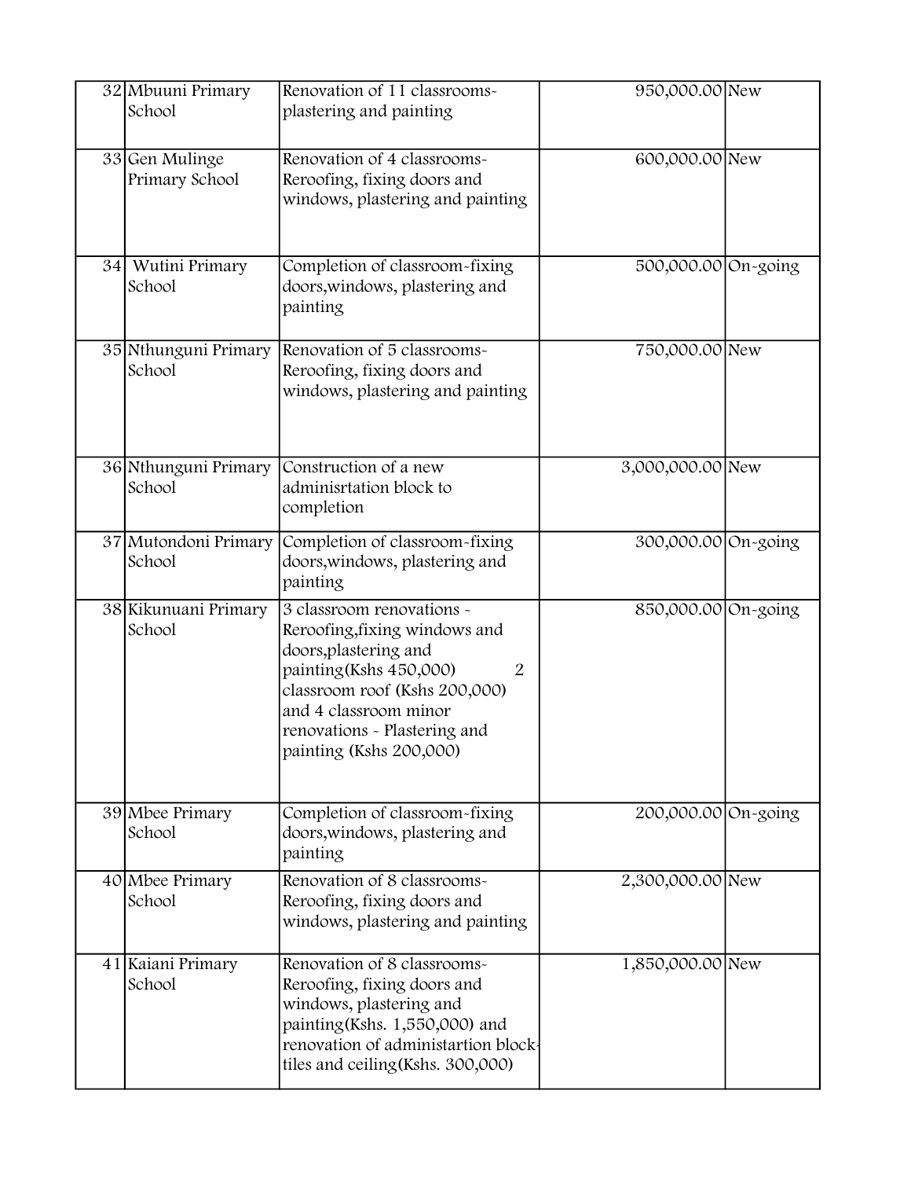| 32 | Mbuuni Primary School | Renovation of 11 classrooms-plastering and painting | 950,000.00 | New |
|---|---|---|---|---|
| 33 | Gen Mulinge Primary School | Renovation of 4 classrooms-Reroofing, fixing doors and windows, plastering and painting | 600,000.00 | New |
| 34 | Wutini Primary School | Completion of classroom-fixing doors,windows, plastering and painting | 500,000.00 | On-going |
| 35 | Nthunguni Primary School | Renovation of 5 classrooms-Reroofing, fixing doors and windows, plastering and painting | 750,000.00 | New |
| 36 | Nthunguni Primary School | Construction of a new adminisrtation block to completion | 3,000,000.00 | New |
| 37 | Mutondoni Primary School | Completion of classroom-fixing doors,windows, plastering and painting | 300,000.00 | On-going |
| 38 | Kikunuani Primary School | 3 classroom renovations - Reroofing,fixing windows and doors,plastering and painting(Kshs 450,000) 2 classroom roof (Kshs 200,000) and 4 classroom minor renovations - Plastering and painting (Kshs 200,000) | 850,000.00 | On-going |
| 39 | Mbee Primary School | Completion of classroom-fixing doors,windows, plastering and painting | 200,000.00 | On-going |
| 40 | Mbee Primary School | Renovation of 8 classrooms-Reroofing, fixing doors and windows, plastering and painting | 2,300,000.00 | New |
| 41 | Kaiani Primary School | Renovation of 8 classrooms-Reroofing, fixing doors and windows, plastering and painting(Kshs. 1,550,000) and renovation of administartion block-tiles and ceiling(Kshs. 300,000) | 1,850,000.00 | New |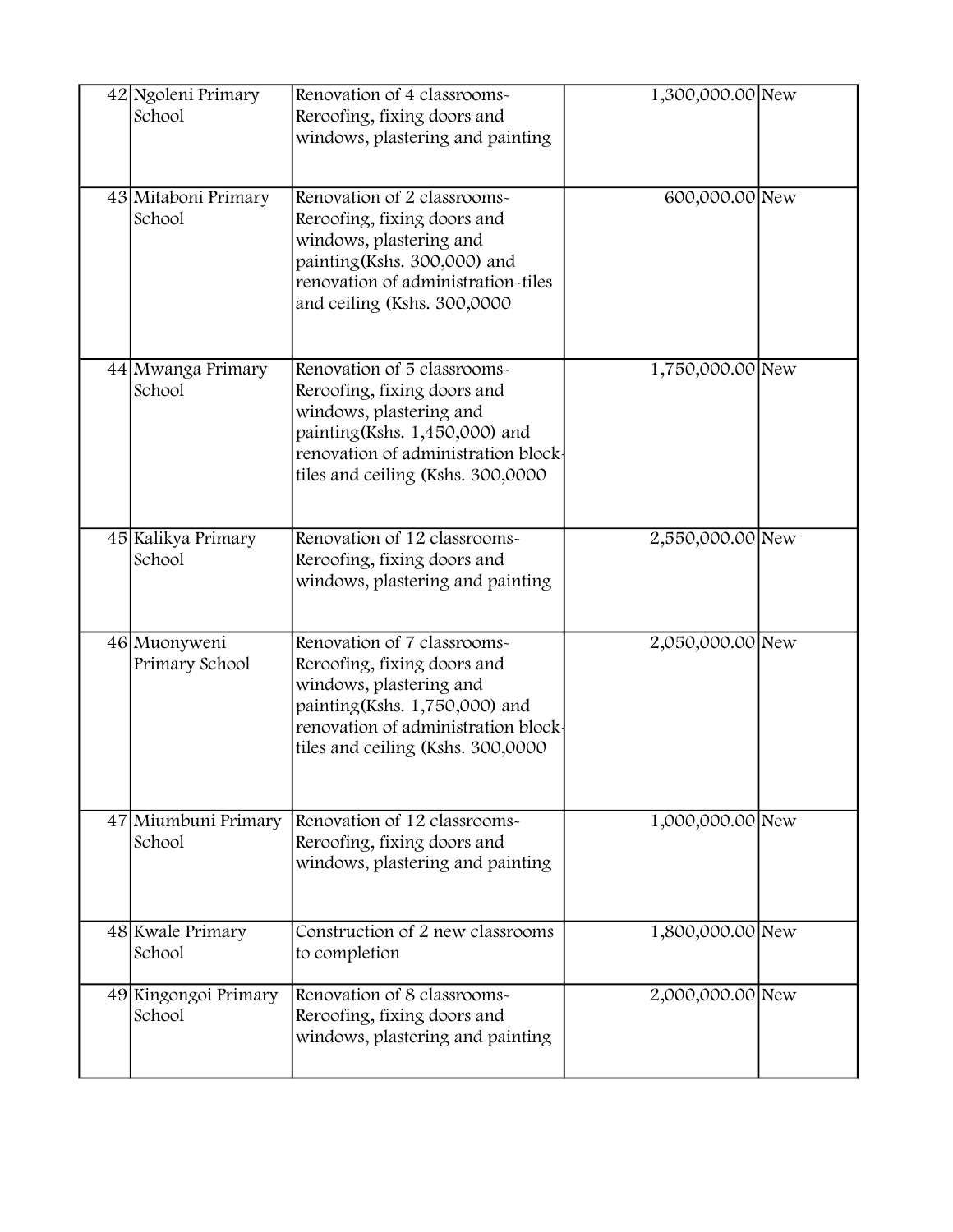| | | | | |
|---|---|---|---|---|
| 42 | Ngoleni Primary School | Renovation of 4 classrooms-Reroofing, fixing doors and windows, plastering and painting | 1,300,000.00 | New |
| 43 | Mitaboni Primary School | Renovation of 2 classrooms-Reroofing, fixing doors and windows, plastering and painting(Kshs. 300,000) and renovation of administration-tiles and ceiling (Kshs. 300,0000 | 600,000.00 | New |
| 44 | Mwanga Primary School | Renovation of 5 classrooms-Reroofing, fixing doors and windows, plastering and painting(Kshs. 1,450,000) and renovation of administration block-tiles and ceiling (Kshs. 300,0000 | 1,750,000.00 | New |
| 45 | Kalikya Primary School | Renovation of 12 classrooms-Reroofing, fixing doors and windows, plastering and painting | 2,550,000.00 | New |
| 46 | Muonyweni Primary School | Renovation of 7 classrooms-Reroofing, fixing doors and windows, plastering and painting(Kshs. 1,750,000) and renovation of administration block-tiles and ceiling (Kshs. 300,0000 | 2,050,000.00 | New |
| 47 | Miumbuni Primary School | Renovation of 12 classrooms-Reroofing, fixing doors and windows, plastering and painting | 1,000,000.00 | New |
| 48 | Kwale Primary School | Construction of 2 new classrooms to completion | 1,800,000.00 | New |
| 49 | Kingongoi Primary School | Renovation of 8 classrooms-Reroofing, fixing doors and windows, plastering and painting | 2,000,000.00 | New |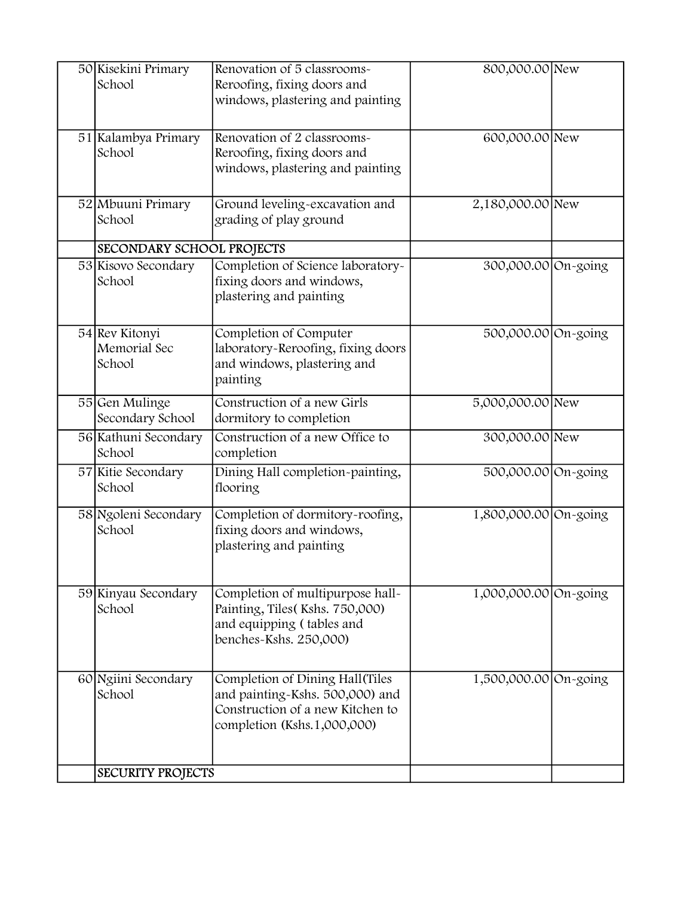| | | | | |
|---|---|---|---|---|
| 50 | Kisekini Primary School | Renovation of 5 classrooms-Reroofing, fixing doors and windows, plastering and painting | 800,000.00 | New |
| 51 | Kalambya Primary School | Renovation of 2 classrooms-Reroofing, fixing doors and windows, plastering and painting | 600,000.00 | New |
| 52 | Mbuuni Primary School | Ground leveling-excavation and grading of play ground | 2,180,000.00 | New |
| | SECONDARY SCHOOL PROJECTS | | | |
| 53 | Kisovo Secondary School | Completion of Science laboratory-fixing doors and windows, plastering and painting | 300,000.00 | On-going |
| 54 | Rev Kitonyi Memorial Sec School | Completion of Computer laboratory-Reroofing, fixing doors and windows, plastering and painting | 500,000.00 | On-going |
| 55 | Gen Mulinge Secondary School | Construction of a new Girls dormitory to completion | 5,000,000.00 | New |
| 56 | Kathuni Secondary School | Construction of a new Office to completion | 300,000.00 | New |
| 57 | Kitie Secondary School | Dining Hall completion-painting, flooring | 500,000.00 | On-going |
| 58 | Ngoleni Secondary School | Completion of dormitory-roofing, fixing doors and windows, plastering and painting | 1,800,000.00 | On-going |
| 59 | Kinyau Secondary School | Completion of multipurpose hall-Painting, Tiles( Kshs. 750,000) and equipping ( tables and benches-Kshs. 250,000) | 1,000,000.00 | On-going |
| 60 | Ngiini Secondary School | Completion of Dining Hall(Tiles and painting-Kshs. 500,000) and Construction of a new Kitchen to completion (Kshs.1,000,000) | 1,500,000.00 | On-going |
| | SECURITY PROJECTS | | | |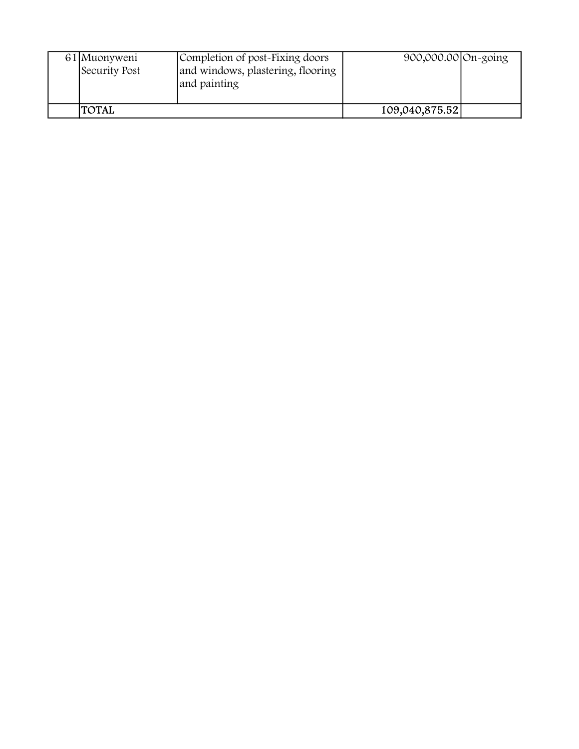| | | | | |
|---|---|---|---|---|
| 61 | Muonyweni Security Post | Completion of post-Fixing doors and windows, plastering, flooring and painting | 900,000.00 | On-going |
| | TOTAL | | 109,040,875.52 | |